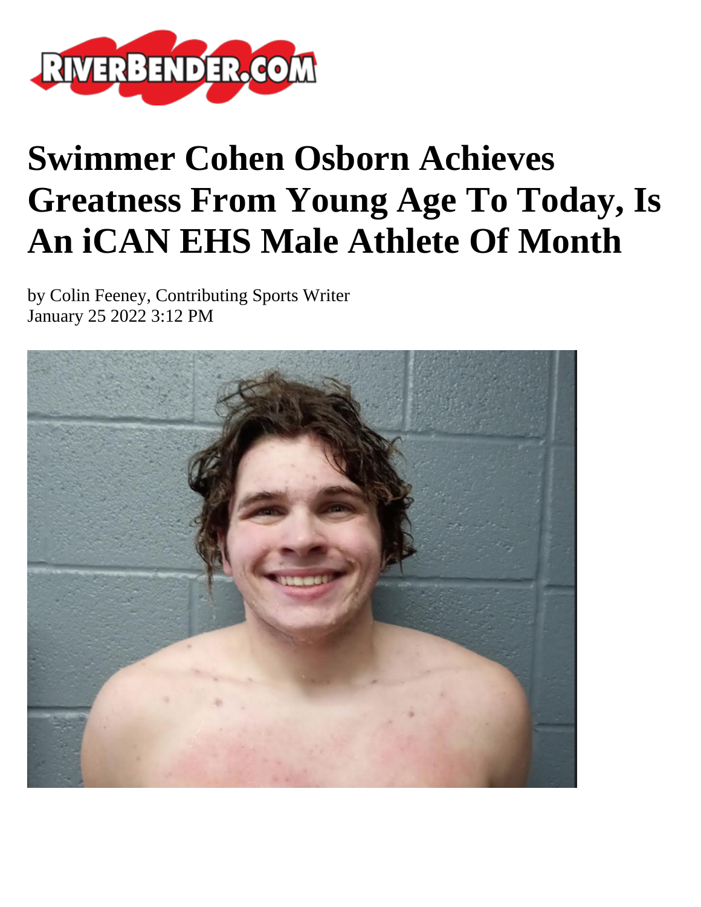# Swimmer Cohen Osborn Achieves Greatness From Young Age To Today, Is An iCAN EHS Male Athlete Of Month

by Colin Feeney, Contributing Sports Writer
January 25 2022 3:12 PM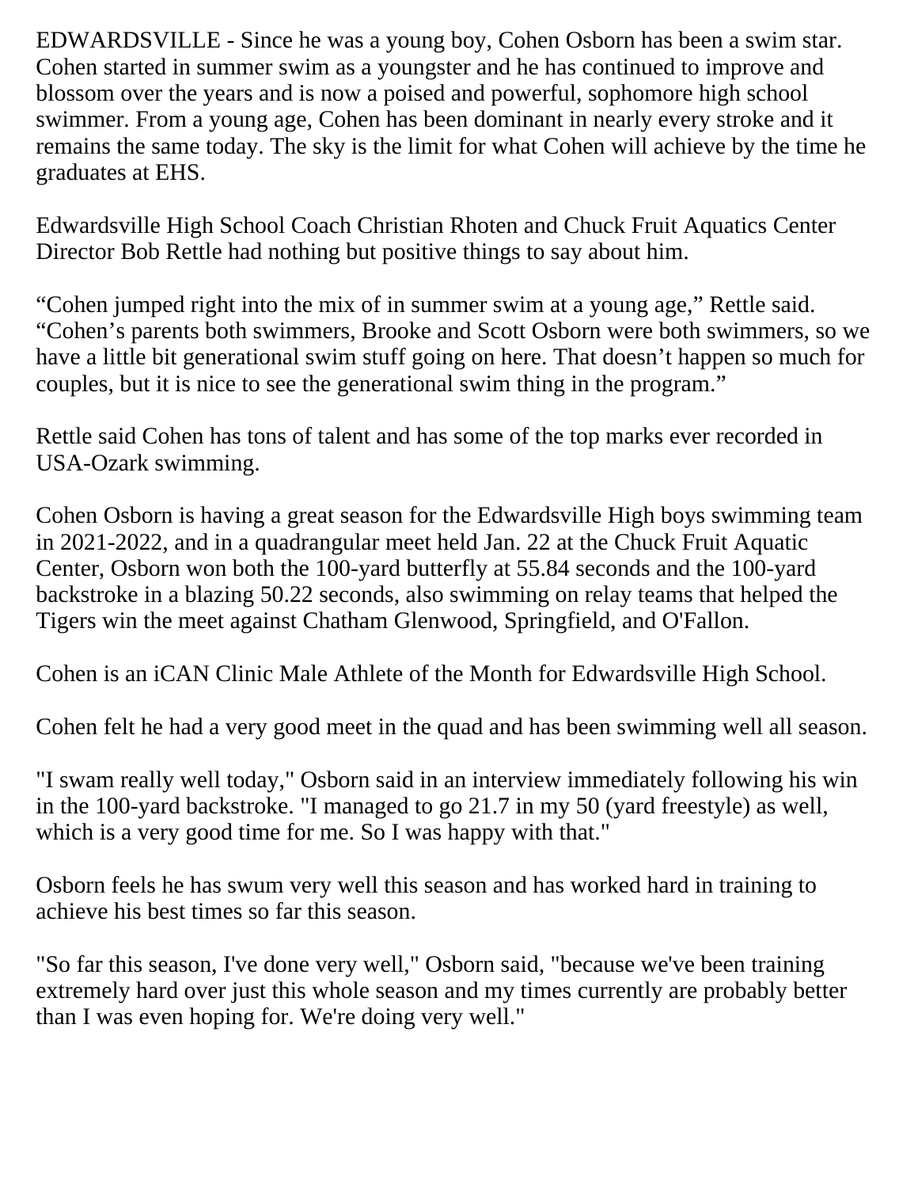EDWARDSVILLE - Since he was a young boy, Cohen Osborn has been a swim star. Cohen started in summer swim as a youngster and he has continued to improve and blossom over the years and is now a poised and powerful, sophomore high school swimmer. From a young age, Cohen has been dominant in nearly every stroke and it remains the same today. The sky is the limit for what Cohen will achieve by the time he graduates at EHS.

Edwardsville High School Coach Christian Rhoten and Chuck Fruit Aquatics Center Director Bob Rettle had nothing but positive things to say about him.

“Cohen jumped right into the mix of in summer swim at a young age,” Rettle said. “Cohen’s parents both swimmers, Brooke and Scott Osborn were both swimmers, so we have a little bit generational swim stuff going on here. That doesn’t happen so much for couples, but it is nice to see the generational swim thing in the program.”

Rettle said Cohen has tons of talent and has some of the top marks ever recorded in USA-Ozark swimming.

Cohen Osborn is having a great season for the Edwardsville High boys swimming team in 2021-2022, and in a quadrangular meet held Jan. 22 at the Chuck Fruit Aquatic Center, Osborn won both the 100-yard butterfly at 55.84 seconds and the 100-yard backstroke in a blazing 50.22 seconds, also swimming on relay teams that helped the Tigers win the meet against Chatham Glenwood, Springfield, and O'Fallon.

Cohen is an iCAN Clinic Male Athlete of the Month for Edwardsville High School.

Cohen felt he had a very good meet in the quad and has been swimming well all season.

"I swam really well today," Osborn said in an interview immediately following his win in the 100-yard backstroke. "I managed to go 21.7 in my 50 (yard freestyle) as well, which is a very good time for me. So I was happy with that."

Osborn feels he has swum very well this season and has worked hard in training to achieve his best times so far this season.

"So far this season, I've done very well," Osborn said, "because we've been training extremely hard over just this whole season and my times currently are probably better than I was even hoping for. We're doing very well."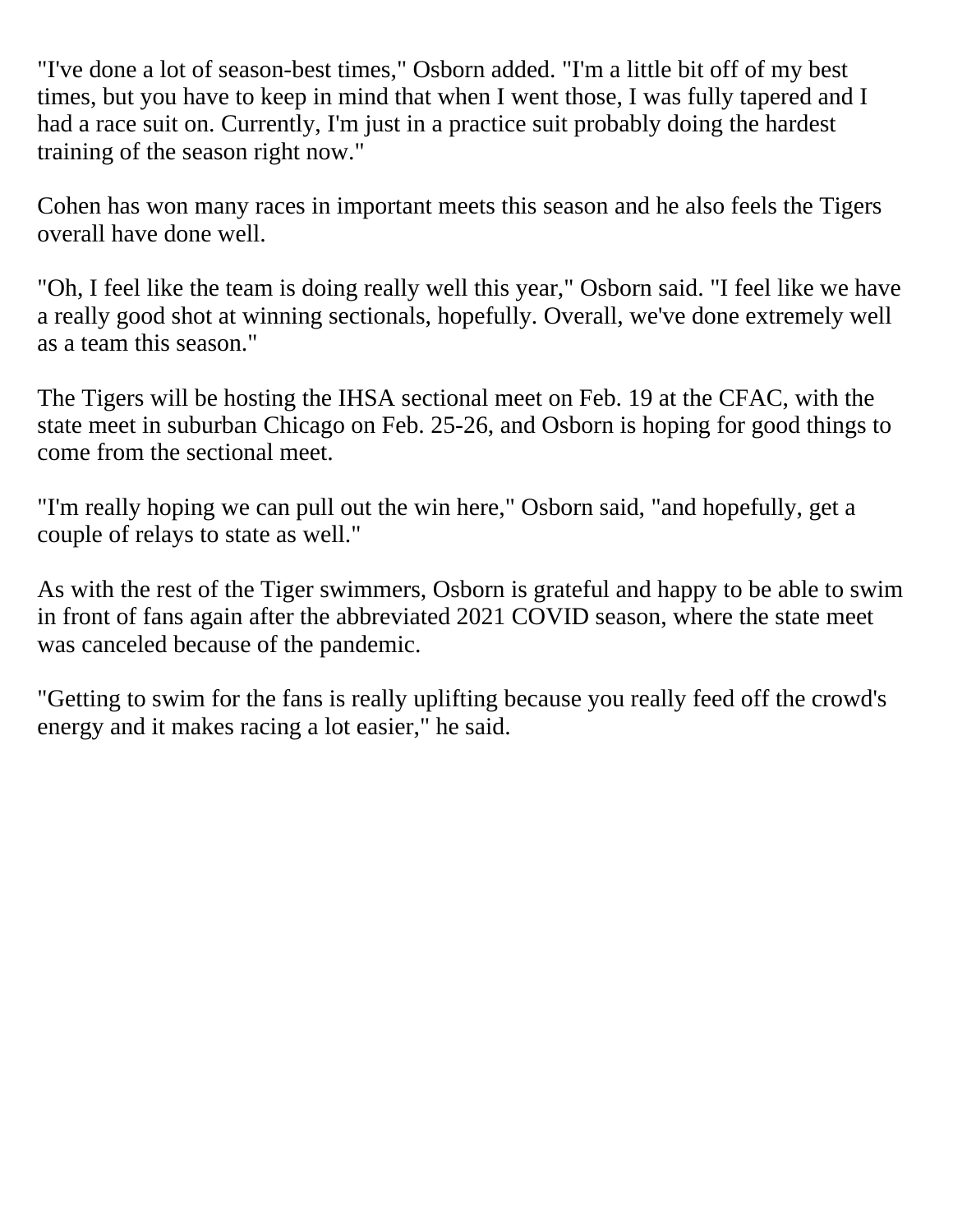"I've done a lot of season-best times," Osborn added. "I'm a little bit off of my best times, but you have to keep in mind that when I went those, I was fully tapered and I had a race suit on. Currently, I'm just in a practice suit probably doing the hardest training of the season right now."

Cohen has won many races in important meets this season and he also feels the Tigers overall have done well.

"Oh, I feel like the team is doing really well this year," Osborn said. "I feel like we have a really good shot at winning sectionals, hopefully. Overall, we've done extremely well as a team this season."

The Tigers will be hosting the IHSA sectional meet on Feb. 19 at the CFAC, with the state meet in suburban Chicago on Feb. 25-26, and Osborn is hoping for good things to come from the sectional meet.

"I'm really hoping we can pull out the win here," Osborn said, "and hopefully, get a couple of relays to state as well."

As with the rest of the Tiger swimmers, Osborn is grateful and happy to be able to swim in front of fans again after the abbreviated 2021 COVID season, where the state meet was canceled because of the pandemic.

"Getting to swim for the fans is really uplifting because you really feed off the crowd's energy and it makes racing a lot easier," he said.